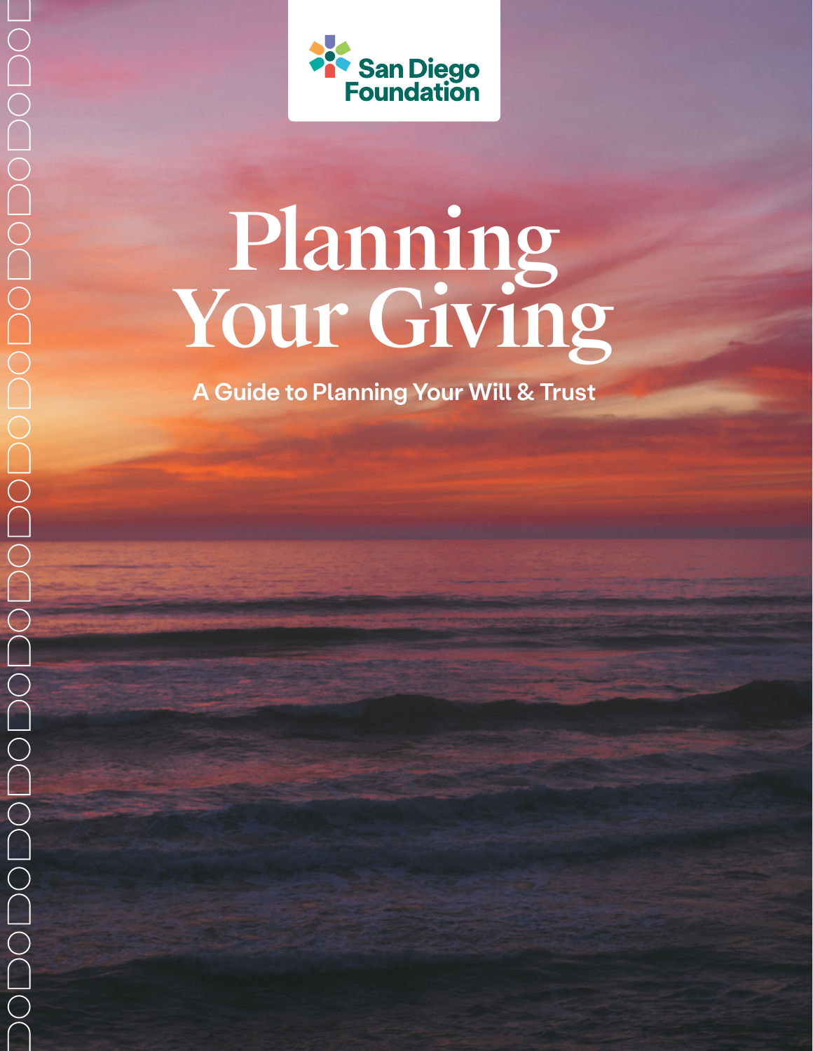San Diego Foundation

# Planning Your Giving

**A Guide to Planning Your Will & Trust**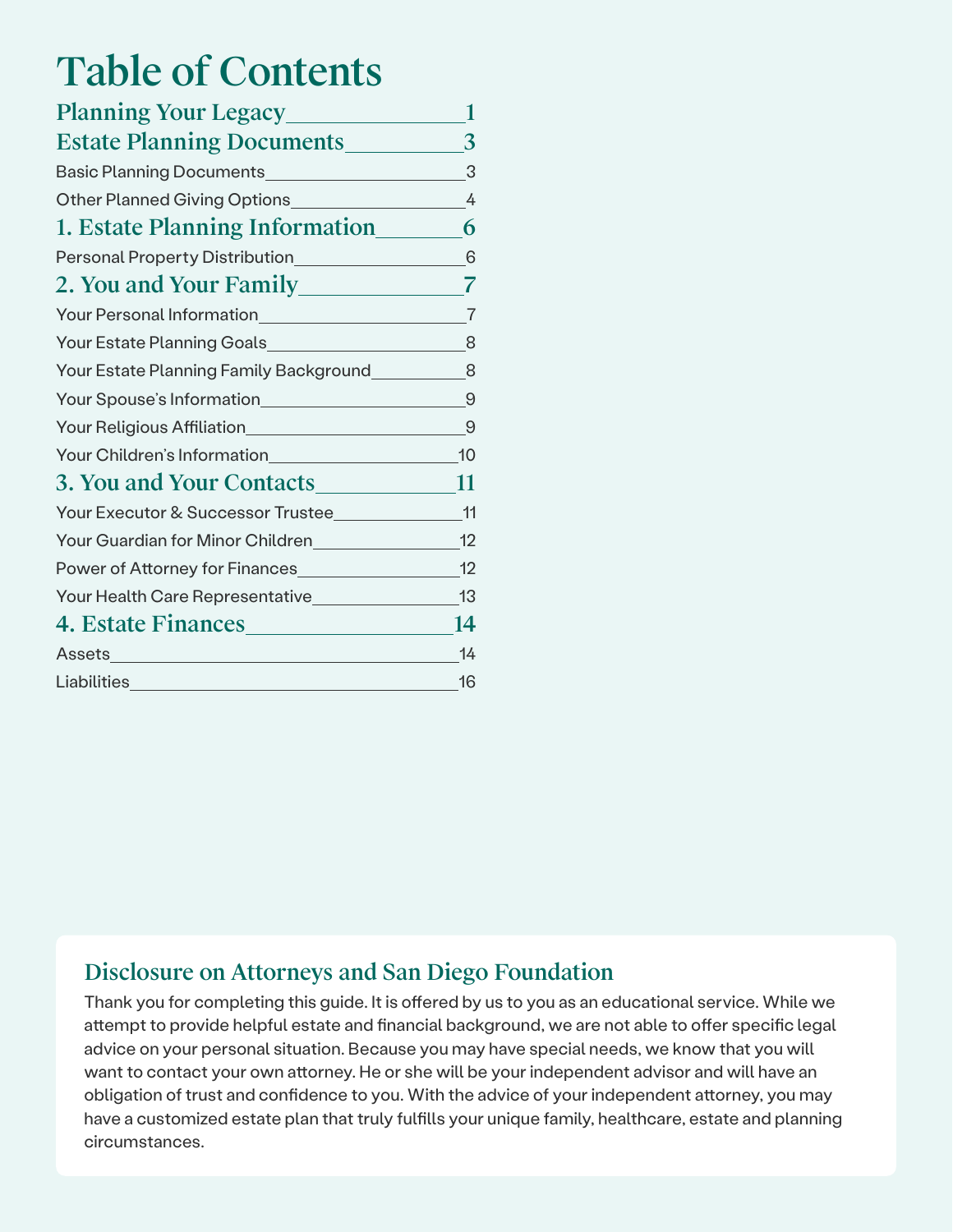# Table of Contents

## Planning Your Legacy ..... 1

## Estate Planning Documents ..... 3

Basic Planning Documents ..... 3

Other Planned Giving Options ..... 4

## 1. Estate Planning Information ..... 6

Personal Property Distribution ..... 6

## 2. You and Your Family ..... 7

Your Personal Information ..... 7

Your Estate Planning Goals ..... 8

Your Estate Planning Family Background ..... 8

Your Spouse's Information ..... 9

Your Religious Affiliation ..... 9

Your Children's Information ..... 10

## 3. You and Your Contacts ..... 11

Your Executor & Successor Trustee ..... 11

Your Guardian for Minor Children ..... 12

Power of Attorney for Finances ..... 12

Your Health Care Representative ..... 13

## 4. Estate Finances ..... 14

Assets ..... 14

Liabilities ..... 16

### Disclosure on Attorneys and San Diego Foundation

Thank you for completing this guide. It is offered by us to you as an educational service. While we attempt to provide helpful estate and financial background, we are not able to offer specific legal advice on your personal situation. Because you may have special needs, we know that you will want to contact your own attorney. He or she will be your independent advisor and will have an obligation of trust and confidence to you. With the advice of your independent attorney, you may have a customized estate plan that truly fulfills your unique family, healthcare, estate and planning circumstances.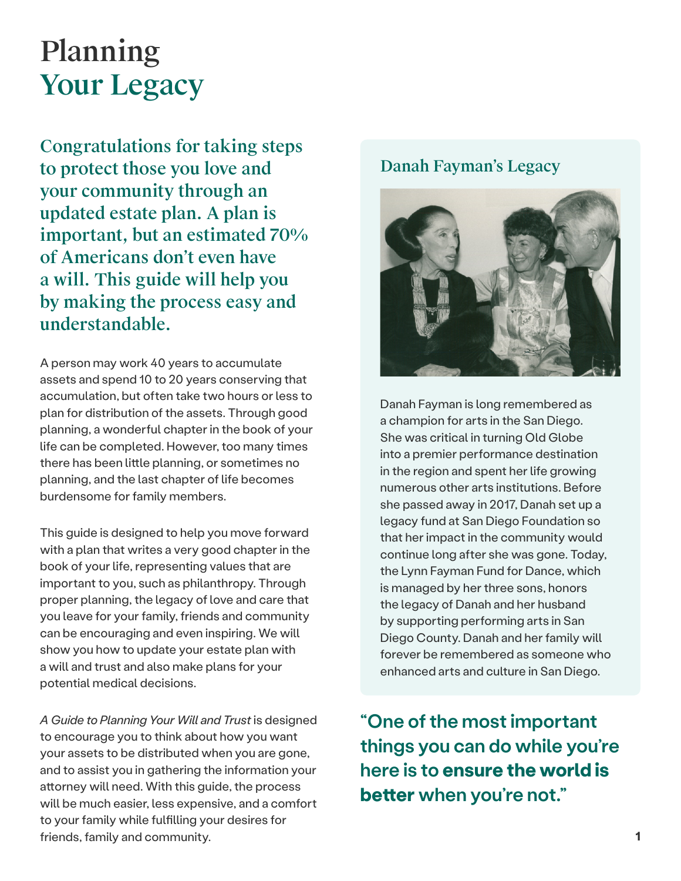# Planning Your Legacy

## Congratulations for taking steps to protect those you love and your community through an updated estate plan. A plan is important, but an estimated 70% of Americans don't even have a will. This guide will help you by making the process easy and understandable.

A person may work 40 years to accumulate assets and spend 10 to 20 years conserving that accumulation, but often take two hours or less to plan for distribution of the assets. Through good planning, a wonderful chapter in the book of your life can be completed. However, too many times there has been little planning, or sometimes no planning, and the last chapter of life becomes burdensome for family members.

This guide is designed to help you move forward with a plan that writes a very good chapter in the book of your life, representing values that are important to you, such as philanthropy. Through proper planning, the legacy of love and care that you leave for your family, friends and community can be encouraging and even inspiring. We will show you how to update your estate plan with a will and trust and also make plans for your potential medical decisions.

*A Guide to Planning Your Will and Trust* is designed to encourage you to think about how you want your assets to be distributed when you are gone, and to assist you in gathering the information your attorney will need. With this guide, the process will be much easier, less expensive, and a comfort to your family while fulfilling your desires for friends, family and community.

### Danah Fayman's Legacy

Danah Fayman is long remembered as a champion for arts in the San Diego. She was critical in turning Old Globe into a premier performance destination in the region and spent her life growing numerous other arts institutions. Before she passed away in 2017, Danah set up a legacy fund at San Diego Foundation so that her impact in the community would continue long after she was gone. Today, the Lynn Fayman Fund for Dance, which is managed by her three sons, honors the legacy of Danah and her husband by supporting performing arts in San Diego County. Danah and her family will forever be remembered as someone who enhanced arts and culture in San Diego.

**"One of the most important things you can do while you're here is to ensure the world is better when you're not."**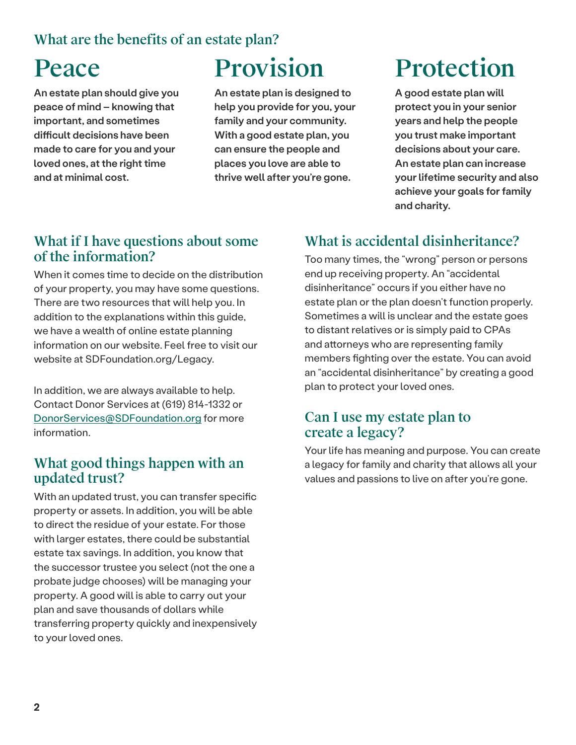## What are the benefits of an estate plan?

# Peace

**An estate plan should give you peace of mind – knowing that important, and sometimes difficult decisions have been made to care for you and your loved ones, at the right time and at minimal cost.**

# Provision

**An estate plan is designed to help you provide for you, your family and your community. With a good estate plan, you can ensure the people and places you love are able to thrive well after you're gone.**

# Protection

**A good estate plan will protect you in your senior years and help the people you trust make important decisions about your care. An estate plan can increase your lifetime security and also achieve your goals for family and charity.**

## What if I have questions about some of the information?

When it comes time to decide on the distribution of your property, you may have some questions. There are two resources that will help you. In addition to the explanations within this guide, we have a wealth of online estate planning information on our website. Feel free to visit our website at SDFoundation.org/Legacy.

In addition, we are always available to help. Contact Donor Services at (619) 814-1332 or DonorServices@SDFoundation.org for more information.

## What good things happen with an updated trust?

With an updated trust, you can transfer specific property or assets. In addition, you will be able to direct the residue of your estate. For those with larger estates, there could be substantial estate tax savings. In addition, you know that the successor trustee you select (not the one a probate judge chooses) will be managing your property. A good will is able to carry out your plan and save thousands of dollars while transferring property quickly and inexpensively to your loved ones.

## What is accidental disinheritance?

Too many times, the "wrong" person or persons end up receiving property. An "accidental disinheritance" occurs if you either have no estate plan or the plan doesn't function properly. Sometimes a will is unclear and the estate goes to distant relatives or is simply paid to CPAs and attorneys who are representing family members fighting over the estate. You can avoid an "accidental disinheritance" by creating a good plan to protect your loved ones.

## Can I use my estate plan to create a legacy?

Your life has meaning and purpose. You can create a legacy for family and charity that allows all your values and passions to live on after you're gone.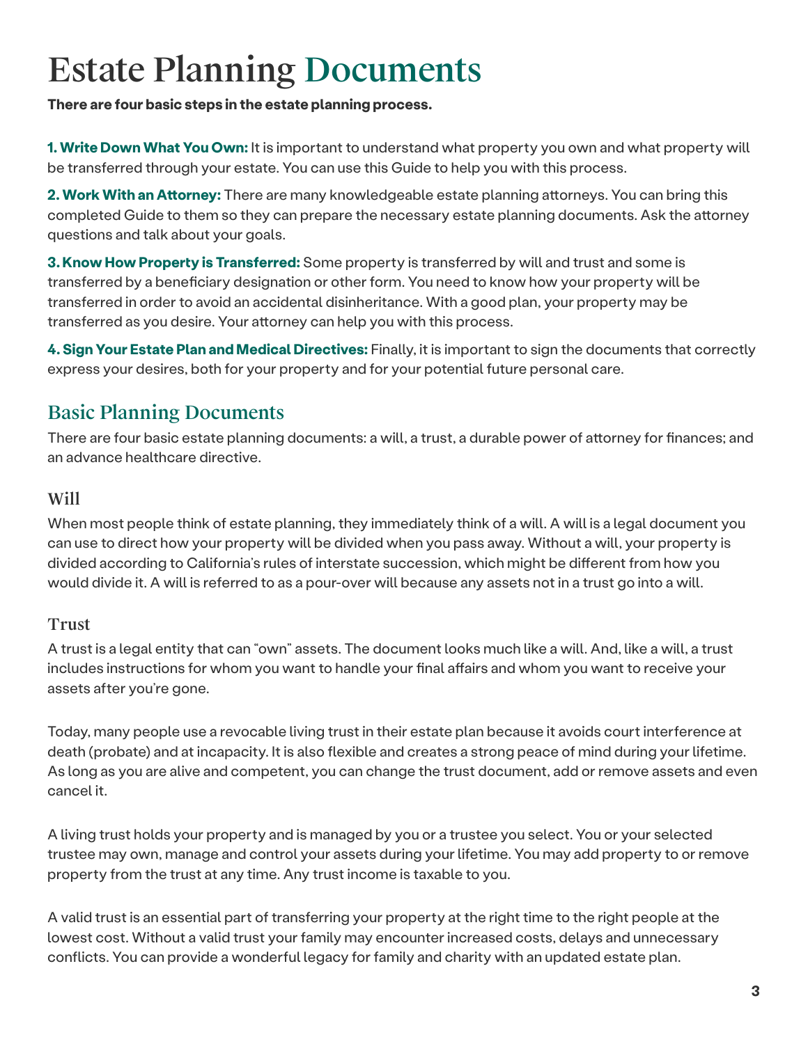# Estate Planning Documents

**There are four basic steps in the estate planning process.**

**1. Write Down What You Own:** It is important to understand what property you own and what property will be transferred through your estate. You can use this Guide to help you with this process.

**2. Work With an Attorney:** There are many knowledgeable estate planning attorneys. You can bring this completed Guide to them so they can prepare the necessary estate planning documents. Ask the attorney questions and talk about your goals.

**3. Know How Property is Transferred:** Some property is transferred by will and trust and some is transferred by a beneficiary designation or other form. You need to know how your property will be transferred in order to avoid an accidental disinheritance. With a good plan, your property may be transferred as you desire. Your attorney can help you with this process.

**4. Sign Your Estate Plan and Medical Directives:** Finally, it is important to sign the documents that correctly express your desires, both for your property and for your potential future personal care.

## Basic Planning Documents

There are four basic estate planning documents: a will, a trust, a durable power of attorney for finances; and an advance healthcare directive.

### Will

When most people think of estate planning, they immediately think of a will. A will is a legal document you can use to direct how your property will be divided when you pass away. Without a will, your property is divided according to California's rules of interstate succession, which might be different from how you would divide it. A will is referred to as a pour-over will because any assets not in a trust go into a will.

### Trust

A trust is a legal entity that can "own" assets. The document looks much like a will. And, like a will, a trust includes instructions for whom you want to handle your final affairs and whom you want to receive your assets after you're gone.

Today, many people use a revocable living trust in their estate plan because it avoids court interference at death (probate) and at incapacity. It is also flexible and creates a strong peace of mind during your lifetime. As long as you are alive and competent, you can change the trust document, add or remove assets and even cancel it.

A living trust holds your property and is managed by you or a trustee you select. You or your selected trustee may own, manage and control your assets during your lifetime. You may add property to or remove property from the trust at any time. Any trust income is taxable to you.

A valid trust is an essential part of transferring your property at the right time to the right people at the lowest cost. Without a valid trust your family may encounter increased costs, delays and unnecessary conflicts. You can provide a wonderful legacy for family and charity with an updated estate plan.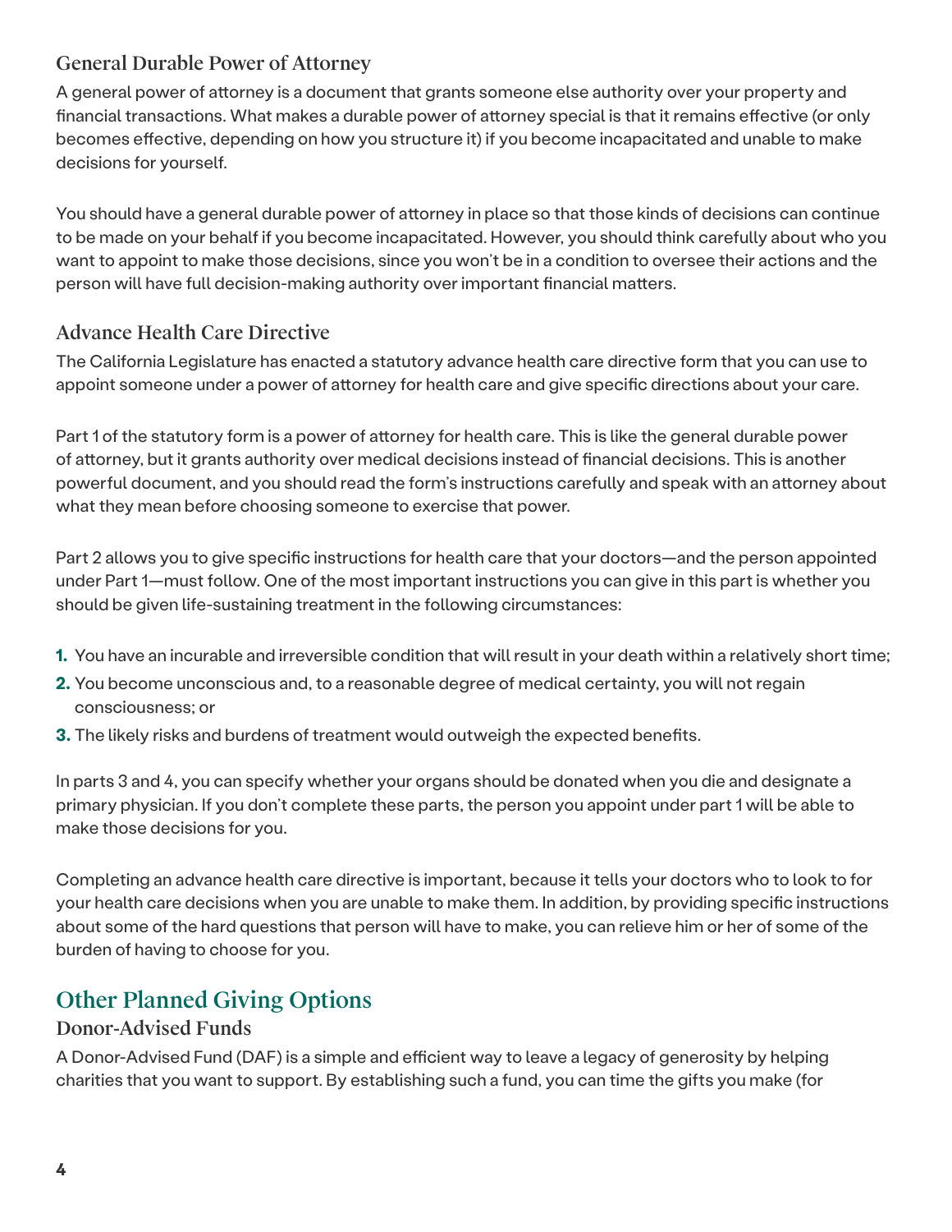### General Durable Power of Attorney

A general power of attorney is a document that grants someone else authority over your property and financial transactions. What makes a durable power of attorney special is that it remains effective (or only becomes effective, depending on how you structure it) if you become incapacitated and unable to make decisions for yourself.

You should have a general durable power of attorney in place so that those kinds of decisions can continue to be made on your behalf if you become incapacitated. However, you should think carefully about who you want to appoint to make those decisions, since you won't be in a condition to oversee their actions and the person will have full decision-making authority over important financial matters.

### Advance Health Care Directive

The California Legislature has enacted a statutory advance health care directive form that you can use to appoint someone under a power of attorney for health care and give specific directions about your care.

Part 1 of the statutory form is a power of attorney for health care. This is like the general durable power of attorney, but it grants authority over medical decisions instead of financial decisions. This is another powerful document, and you should read the form's instructions carefully and speak with an attorney about what they mean before choosing someone to exercise that power.

Part 2 allows you to give specific instructions for health care that your doctors—and the person appointed under Part 1—must follow. One of the most important instructions you can give in this part is whether you should be given life-sustaining treatment in the following circumstances:

1. You have an incurable and irreversible condition that will result in your death within a relatively short time;
2. You become unconscious and, to a reasonable degree of medical certainty, you will not regain consciousness; or
3. The likely risks and burdens of treatment would outweigh the expected benefits.

In parts 3 and 4, you can specify whether your organs should be donated when you die and designate a primary physician. If you don't complete these parts, the person you appoint under part 1 will be able to make those decisions for you.

Completing an advance health care directive is important, because it tells your doctors who to look to for your health care decisions when you are unable to make them. In addition, by providing specific instructions about some of the hard questions that person will have to make, you can relieve him or her of some of the burden of having to choose for you.

## Other Planned Giving Options

### Donor-Advised Funds

A Donor-Advised Fund (DAF) is a simple and efficient way to leave a legacy of generosity by helping charities that you want to support. By establishing such a fund, you can time the gifts you make (for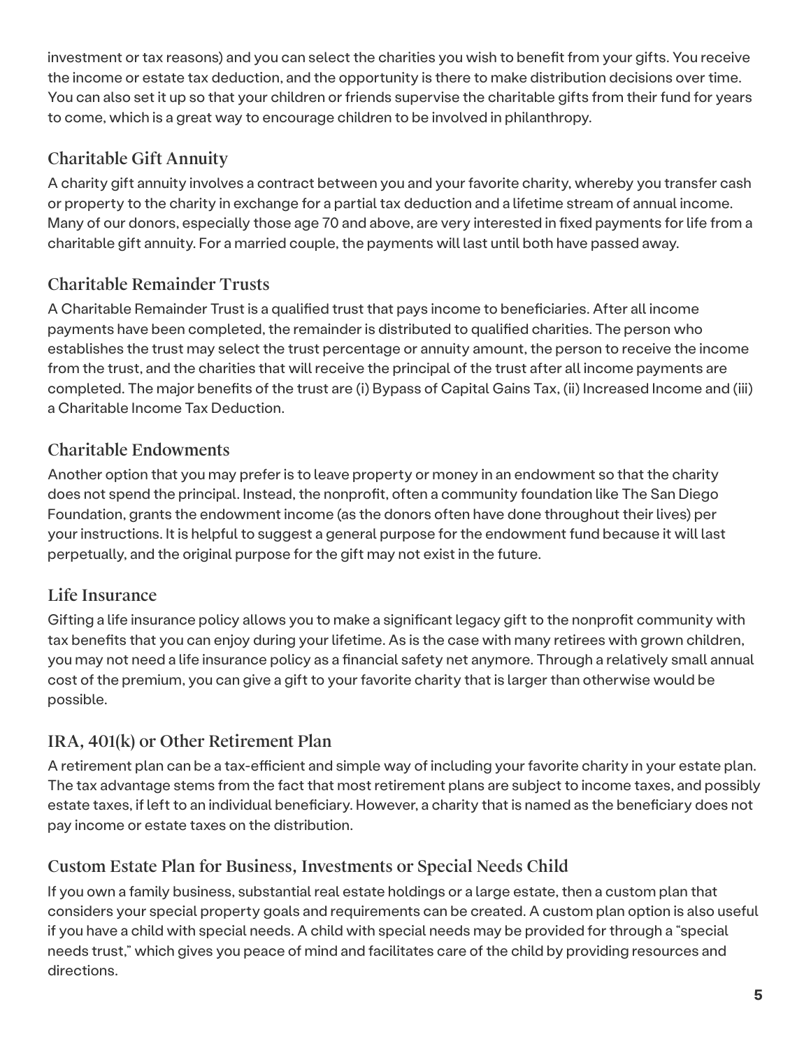investment or tax reasons) and you can select the charities you wish to benefit from your gifts. You receive the income or estate tax deduction, and the opportunity is there to make distribution decisions over time. You can also set it up so that your children or friends supervise the charitable gifts from their fund for years to come, which is a great way to encourage children to be involved in philanthropy.

## Charitable Gift Annuity

A charity gift annuity involves a contract between you and your favorite charity, whereby you transfer cash or property to the charity in exchange for a partial tax deduction and a lifetime stream of annual income. Many of our donors, especially those age 70 and above, are very interested in fixed payments for life from a charitable gift annuity. For a married couple, the payments will last until both have passed away.

## Charitable Remainder Trusts

A Charitable Remainder Trust is a qualified trust that pays income to beneficiaries. After all income payments have been completed, the remainder is distributed to qualified charities. The person who establishes the trust may select the trust percentage or annuity amount, the person to receive the income from the trust, and the charities that will receive the principal of the trust after all income payments are completed. The major benefits of the trust are (i) Bypass of Capital Gains Tax, (ii) Increased Income and (iii) a Charitable Income Tax Deduction.

## Charitable Endowments

Another option that you may prefer is to leave property or money in an endowment so that the charity does not spend the principal. Instead, the nonprofit, often a community foundation like The San Diego Foundation, grants the endowment income (as the donors often have done throughout their lives) per your instructions. It is helpful to suggest a general purpose for the endowment fund because it will last perpetually, and the original purpose for the gift may not exist in the future.

## Life Insurance

Gifting a life insurance policy allows you to make a significant legacy gift to the nonprofit community with tax benefits that you can enjoy during your lifetime. As is the case with many retirees with grown children, you may not need a life insurance policy as a financial safety net anymore. Through a relatively small annual cost of the premium, you can give a gift to your favorite charity that is larger than otherwise would be possible.

## IRA, 401(k) or Other Retirement Plan

A retirement plan can be a tax-efficient and simple way of including your favorite charity in your estate plan. The tax advantage stems from the fact that most retirement plans are subject to income taxes, and possibly estate taxes, if left to an individual beneficiary. However, a charity that is named as the beneficiary does not pay income or estate taxes on the distribution.

## Custom Estate Plan for Business, Investments or Special Needs Child

If you own a family business, substantial real estate holdings or a large estate, then a custom plan that considers your special property goals and requirements can be created. A custom plan option is also useful if you have a child with special needs. A child with special needs may be provided for through a "special needs trust," which gives you peace of mind and facilitates care of the child by providing resources and directions.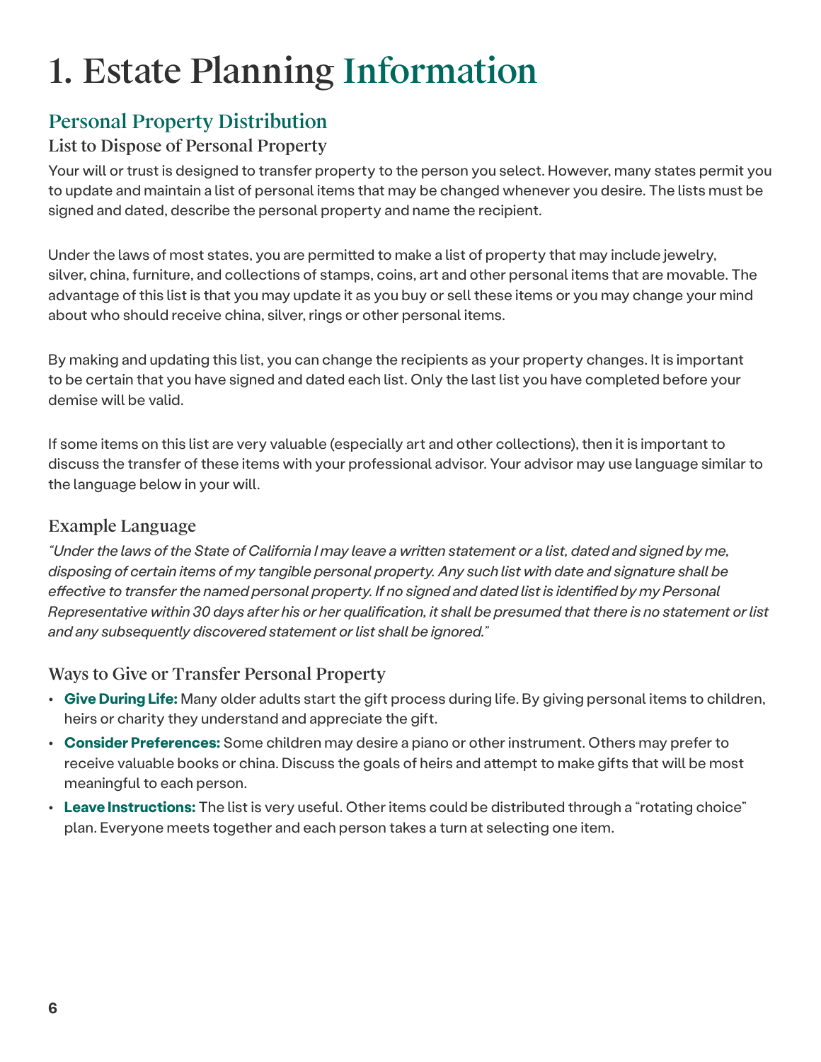# 1. Estate Planning Information

## Personal Property Distribution

### List to Dispose of Personal Property

Your will or trust is designed to transfer property to the person you select. However, many states permit you to update and maintain a list of personal items that may be changed whenever you desire. The lists must be signed and dated, describe the personal property and name the recipient.

Under the laws of most states, you are permitted to make a list of property that may include jewelry, silver, china, furniture, and collections of stamps, coins, art and other personal items that are movable. The advantage of this list is that you may update it as you buy or sell these items or you may change your mind about who should receive china, silver, rings or other personal items.

By making and updating this list, you can change the recipients as your property changes. It is important to be certain that you have signed and dated each list. Only the last list you have completed before your demise will be valid.

If some items on this list are very valuable (especially art and other collections), then it is important to discuss the transfer of these items with your professional advisor. Your advisor may use language similar to the language below in your will.

### Example Language

*"Under the laws of the State of California I may leave a written statement or a list, dated and signed by me, disposing of certain items of my tangible personal property. Any such list with date and signature shall be effective to transfer the named personal property. If no signed and dated list is identified by my Personal Representative within 30 days after his or her qualification, it shall be presumed that there is no statement or list and any subsequently discovered statement or list shall be ignored."*

### Ways to Give or Transfer Personal Property

- **Give During Life:** Many older adults start the gift process during life. By giving personal items to children, heirs or charity they understand and appreciate the gift.
- **Consider Preferences:** Some children may desire a piano or other instrument. Others may prefer to receive valuable books or china. Discuss the goals of heirs and attempt to make gifts that will be most meaningful to each person.
- **Leave Instructions:** The list is very useful. Other items could be distributed through a "rotating choice" plan. Everyone meets together and each person takes a turn at selecting one item.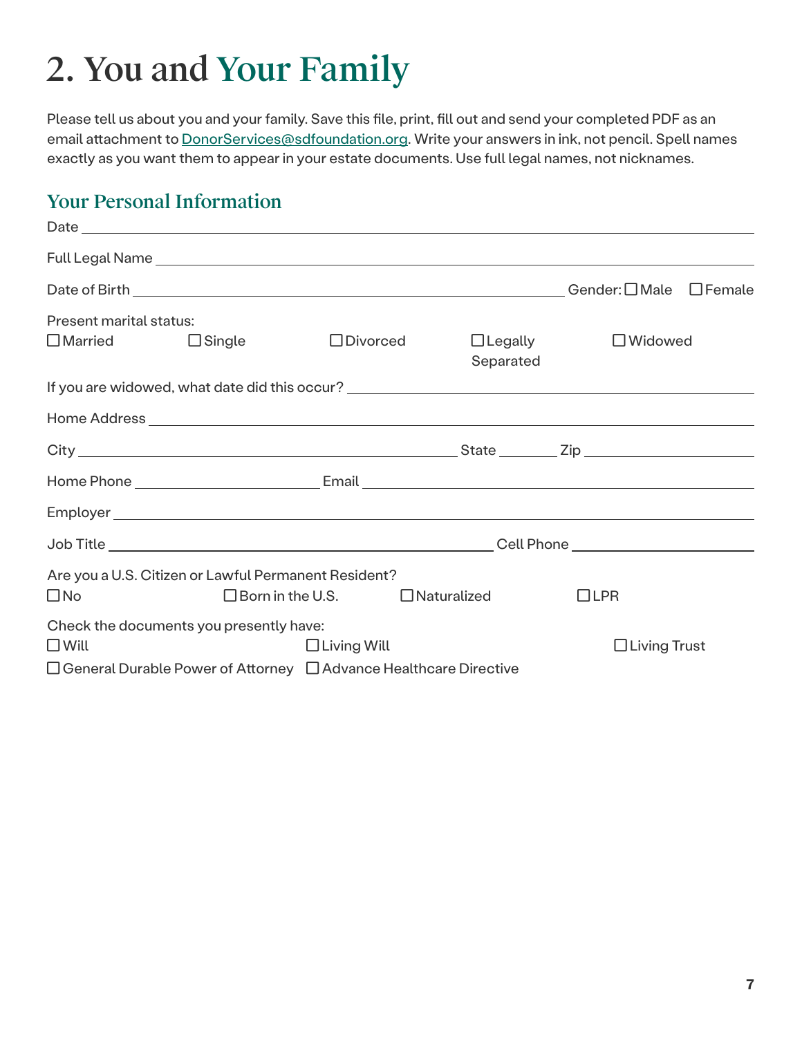# 2. You and Your Family

Please tell us about you and your family. Save this file, print, fill out and send your completed PDF as an email attachment to DonorServices@sdfoundation.org. Write your answers in ink, not pencil. Spell names exactly as you want them to appear in your estate documents. Use full legal names, not nicknames.

## Your Personal Information

Date ______________________________

Full Legal Name ______________________________

Date of Birth ______________________________ Gender: ☐ Male ☐ Female

Present marital status:

☐ Married ☐ Single ☐ Divorced ☐ Legally Separated ☐ Widowed

If you are widowed, what date did this occur? ______________________________

Home Address ______________________________

City ______________________________ State ________ Zip ______________________________

Home Phone ______________________________ Email ______________________________

Employer ______________________________

Job Title ______________________________ Cell Phone ______________________________

Are you a U.S. Citizen or Lawful Permanent Resident?

☐ No ☐ Born in the U.S. ☐ Naturalized ☐ LPR

Check the documents you presently have:

☐ Will ☐ Living Will ☐ Living Trust

☐ General Durable Power of Attorney ☐ Advance Healthcare Directive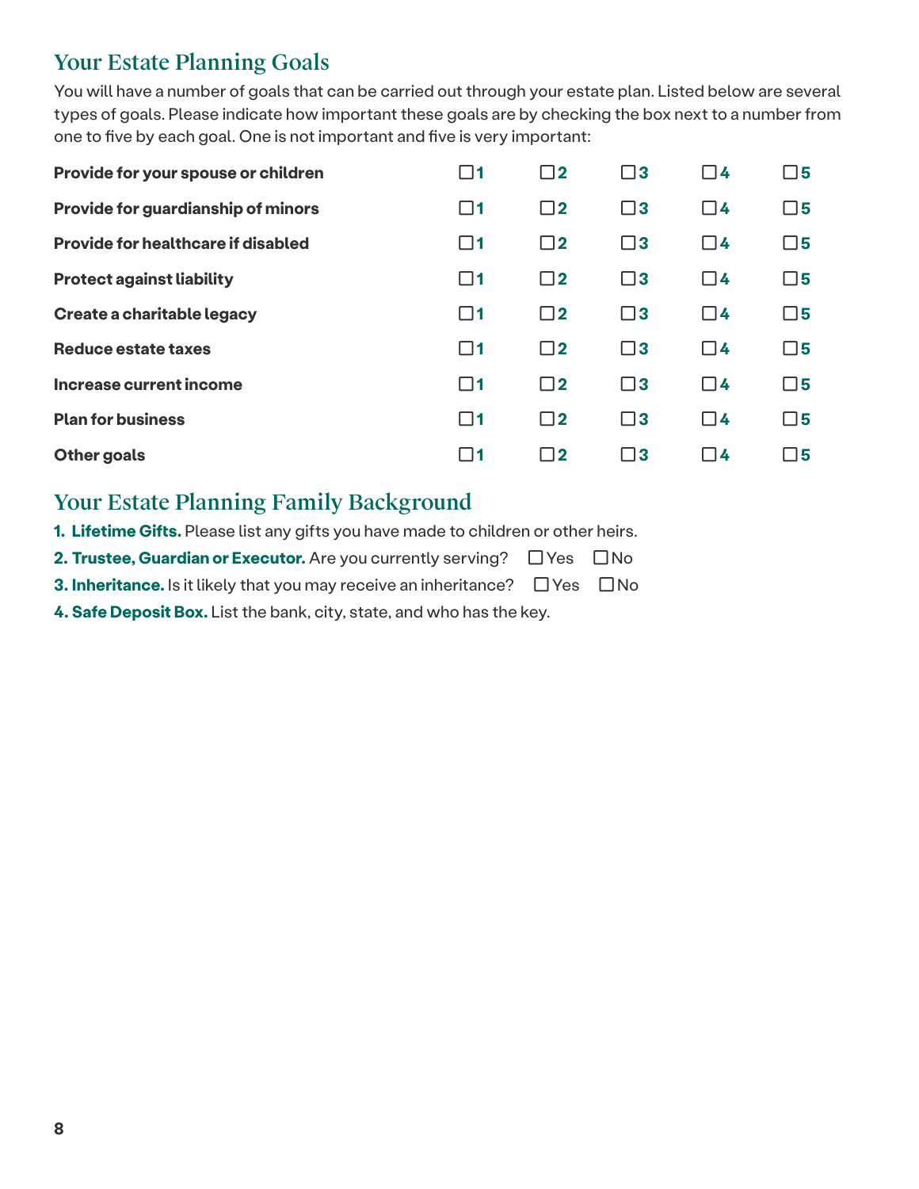## Your Estate Planning Goals

You will have a number of goals that can be carried out through your estate plan. Listed below are several types of goals. Please indicate how important these goals are by checking the box next to a number from one to five by each goal. One is not important and five is very important:

| | | | | | |
|---|---|---|---|---|---|
| **Provide for your spouse or children** | ☐ 1 | ☐ 2 | ☐ 3 | ☐ 4 | ☐ 5 |
| **Provide for guardianship of minors** | ☐ 1 | ☐ 2 | ☐ 3 | ☐ 4 | ☐ 5 |
| **Provide for healthcare if disabled** | ☐ 1 | ☐ 2 | ☐ 3 | ☐ 4 | ☐ 5 |
| **Protect against liability** | ☐ 1 | ☐ 2 | ☐ 3 | ☐ 4 | ☐ 5 |
| **Create a charitable legacy** | ☐ 1 | ☐ 2 | ☐ 3 | ☐ 4 | ☐ 5 |
| **Reduce estate taxes** | ☐ 1 | ☐ 2 | ☐ 3 | ☐ 4 | ☐ 5 |
| **Increase current income** | ☐ 1 | ☐ 2 | ☐ 3 | ☐ 4 | ☐ 5 |
| **Plan for business** | ☐ 1 | ☐ 2 | ☐ 3 | ☐ 4 | ☐ 5 |
| **Other goals** | ☐ 1 | ☐ 2 | ☐ 3 | ☐ 4 | ☐ 5 |

## Your Estate Planning Family Background

1. **Lifetime Gifts.** Please list any gifts you have made to children or other heirs.
2. **Trustee, Guardian or Executor.** Are you currently serving? ☐ Yes ☐ No
3. **Inheritance.** Is it likely that you may receive an inheritance? ☐ Yes ☐ No
4. **Safe Deposit Box.** List the bank, city, state, and who has the key.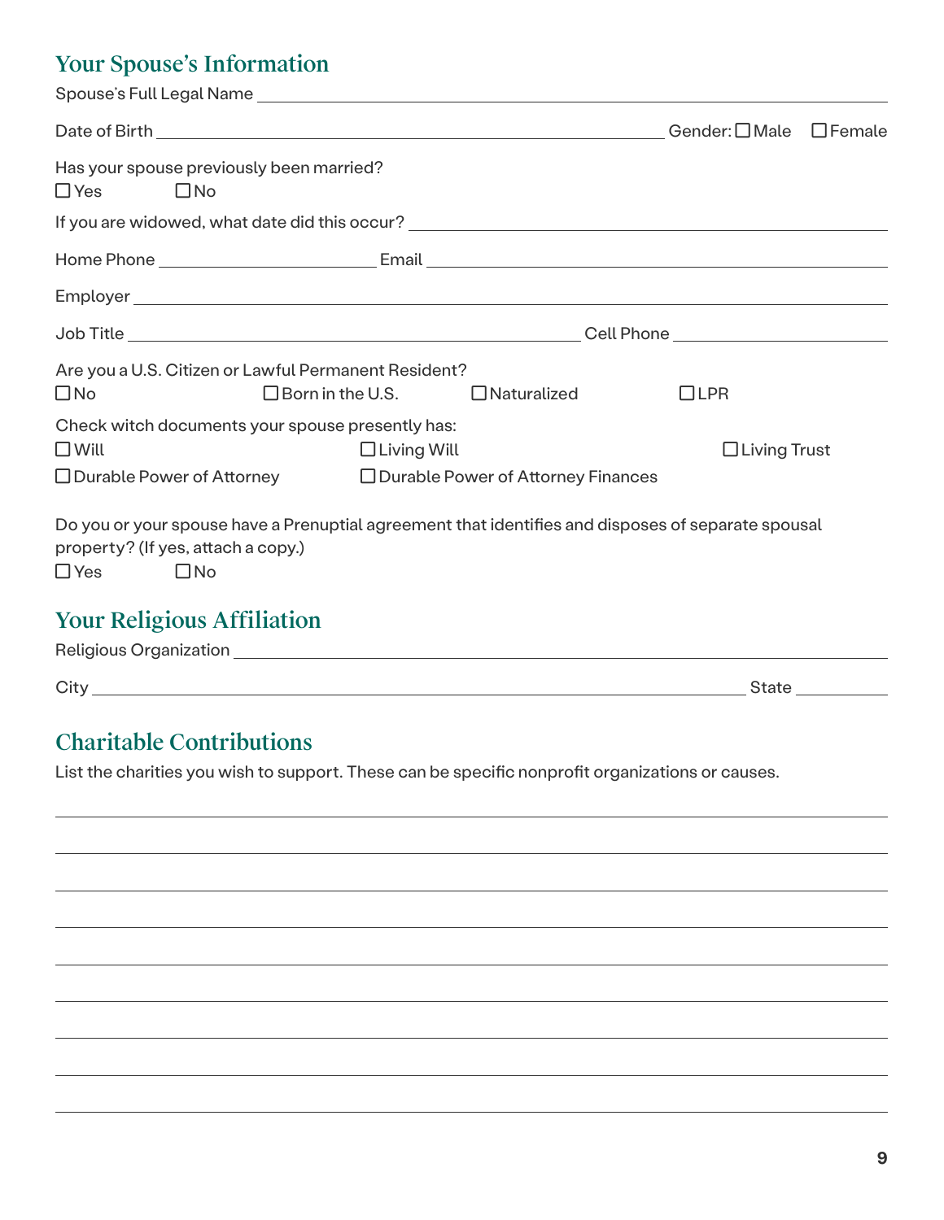## Your Spouse's Information

Spouse's Full Legal Name ______________________________________________

Date of Birth ______________________________________ Gender: ☐ Male ☐ Female

Has your spouse previously been married?
☐ Yes ☐ No

If you are widowed, what date did this occur? ______________________________

Home Phone ____________________ Email ______________________________

Employer ______________________________________________________

Job Title ______________________________ Cell Phone ____________________

Are you a U.S. Citizen or Lawful Permanent Resident?
☐ No ☐ Born in the U.S. ☐ Naturalized ☐ LPR

Check witch documents your spouse presently has:
☐ Will ☐ Living Will ☐ Living Trust
☐ Durable Power of Attorney ☐ Durable Power of Attorney Finances

Do you or your spouse have a Prenuptial agreement that identifies and disposes of separate spousal property? (If yes, attach a copy.)
☐ Yes ☐ No

## Your Religious Affiliation

Religious Organization ______________________________________________

City ______________________________________________ State __________

## Charitable Contributions

List the charities you wish to support. These can be specific nonprofit organizations or causes.

______________________________________________________________________

______________________________________________________________________

______________________________________________________________________

______________________________________________________________________

______________________________________________________________________

______________________________________________________________________

______________________________________________________________________

______________________________________________________________________

______________________________________________________________________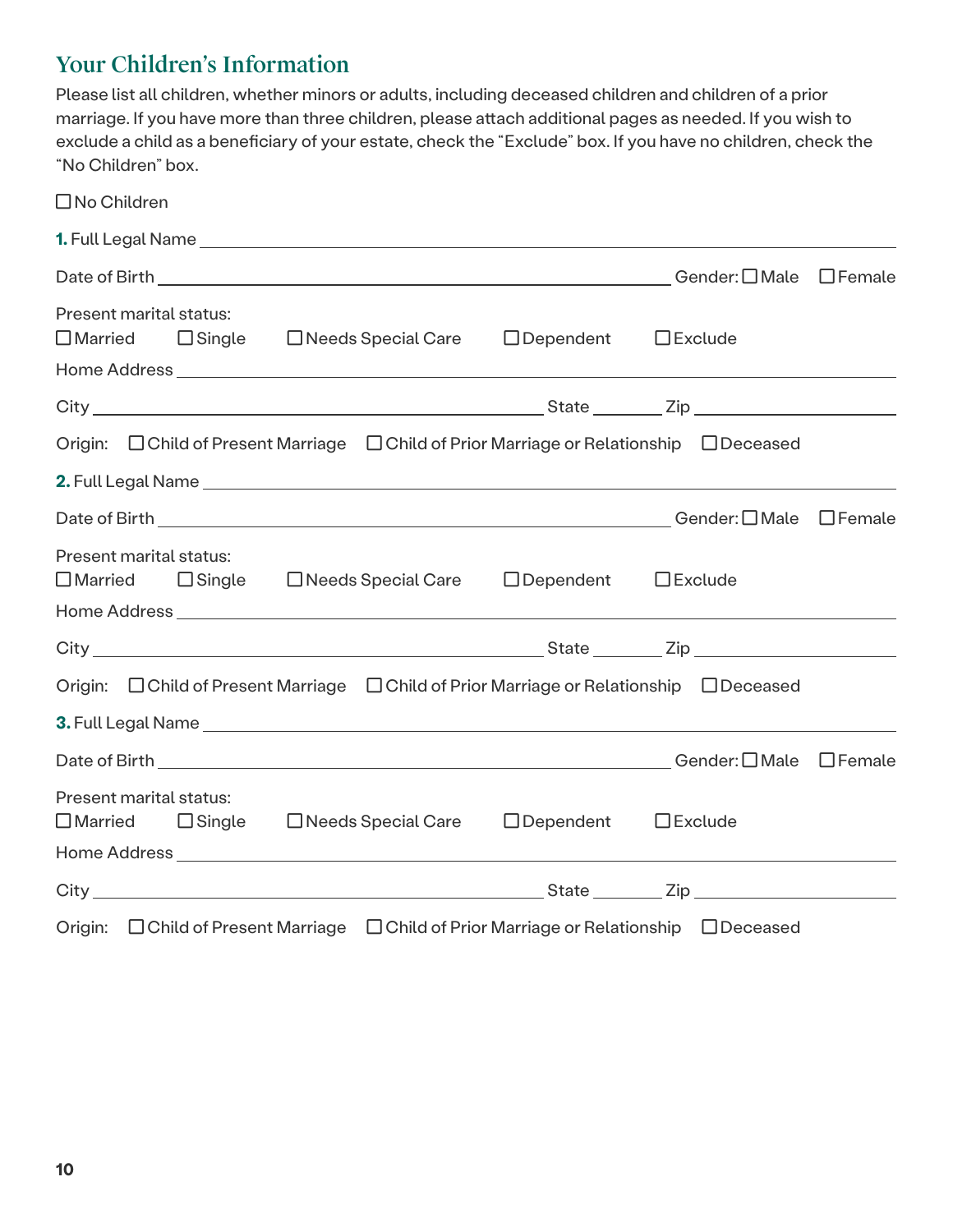## Your Children's Information

Please list all children, whether minors or adults, including deceased children and children of a prior marriage. If you have more than three children, please attach additional pages as needed. If you wish to exclude a child as a beneficiary of your estate, check the "Exclude" box. If you have no children, check the "No Children" box.

☐ No Children

**1.** Full Legal Name ______________________________________________

Date of Birth ______________________________ Gender: ☐ Male ☐ Female

Present marital status:
☐ Married ☐ Single ☐ Needs Special Care ☐ Dependent ☐ Exclude

Home Address ______________________________________________

City ______________________ State ________ Zip ______________

Origin: ☐ Child of Present Marriage ☐ Child of Prior Marriage or Relationship ☐ Deceased

**2.** Full Legal Name ______________________________________________

Date of Birth ______________________________ Gender: ☐ Male ☐ Female

Present marital status:
☐ Married ☐ Single ☐ Needs Special Care ☐ Dependent ☐ Exclude

Home Address ______________________________________________

City ______________________ State ________ Zip ______________

Origin: ☐ Child of Present Marriage ☐ Child of Prior Marriage or Relationship ☐ Deceased

**3.** Full Legal Name ______________________________________________

Date of Birth ______________________________ Gender: ☐ Male ☐ Female

Present marital status:
☐ Married ☐ Single ☐ Needs Special Care ☐ Dependent ☐ Exclude

Home Address ______________________________________________

City ______________________ State ________ Zip ______________

Origin: ☐ Child of Present Marriage ☐ Child of Prior Marriage or Relationship ☐ Deceased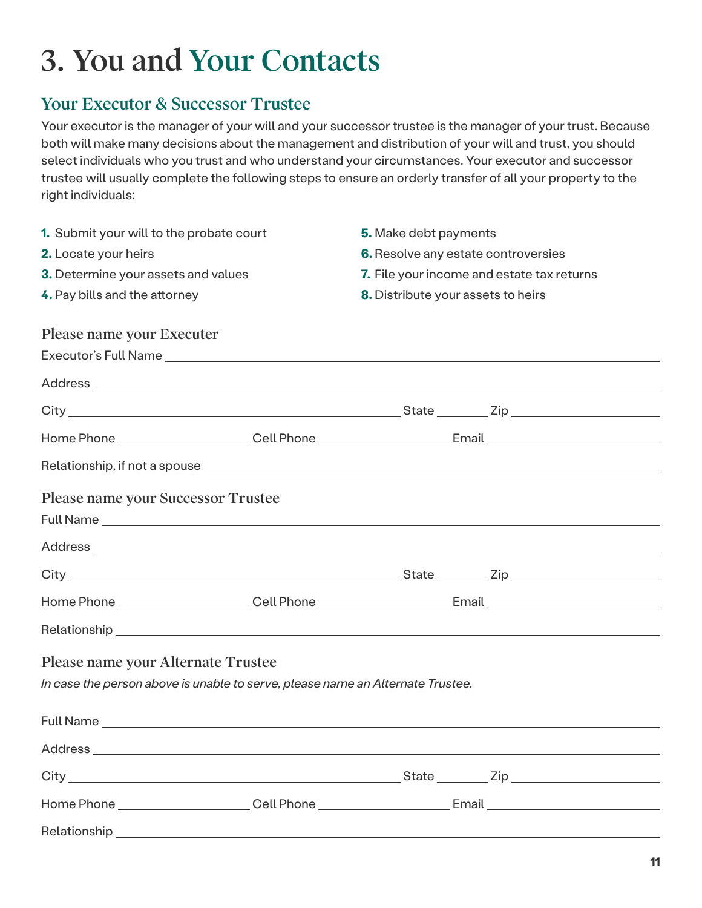# 3. You and Your Contacts

## Your Executor & Successor Trustee

Your executor is the manager of your will and your successor trustee is the manager of your trust. Because both will make many decisions about the management and distribution of your will and trust, you should select individuals who you trust and who understand your circumstances. Your executor and successor trustee will usually complete the following steps to ensure an orderly transfer of all your property to the right individuals:

1. Submit your will to the probate court
2. Locate your heirs
3. Determine your assets and values
4. Pay bills and the attorney
5. Make debt payments
6. Resolve any estate controversies
7. File your income and estate tax returns
8. Distribute your assets to heirs

### Please name your Executer

Executor's Full Name ______________________________

Address ______________________________

City ______________________________ State ________ Zip ______________

Home Phone ______________ Cell Phone ______________ Email ______________

Relationship, if not a spouse ______________________________

### Please name your Successor Trustee

Full Name ______________________________

Address ______________________________

City ______________________________ State ________ Zip ______________

Home Phone ______________ Cell Phone ______________ Email ______________

Relationship ______________________________

### Please name your Alternate Trustee

*In case the person above is unable to serve, please name an Alternate Trustee.*

Full Name ______________________________

Address ______________________________

City ______________________________ State ________ Zip ______________

Home Phone ______________ Cell Phone ______________ Email ______________

Relationship ______________________________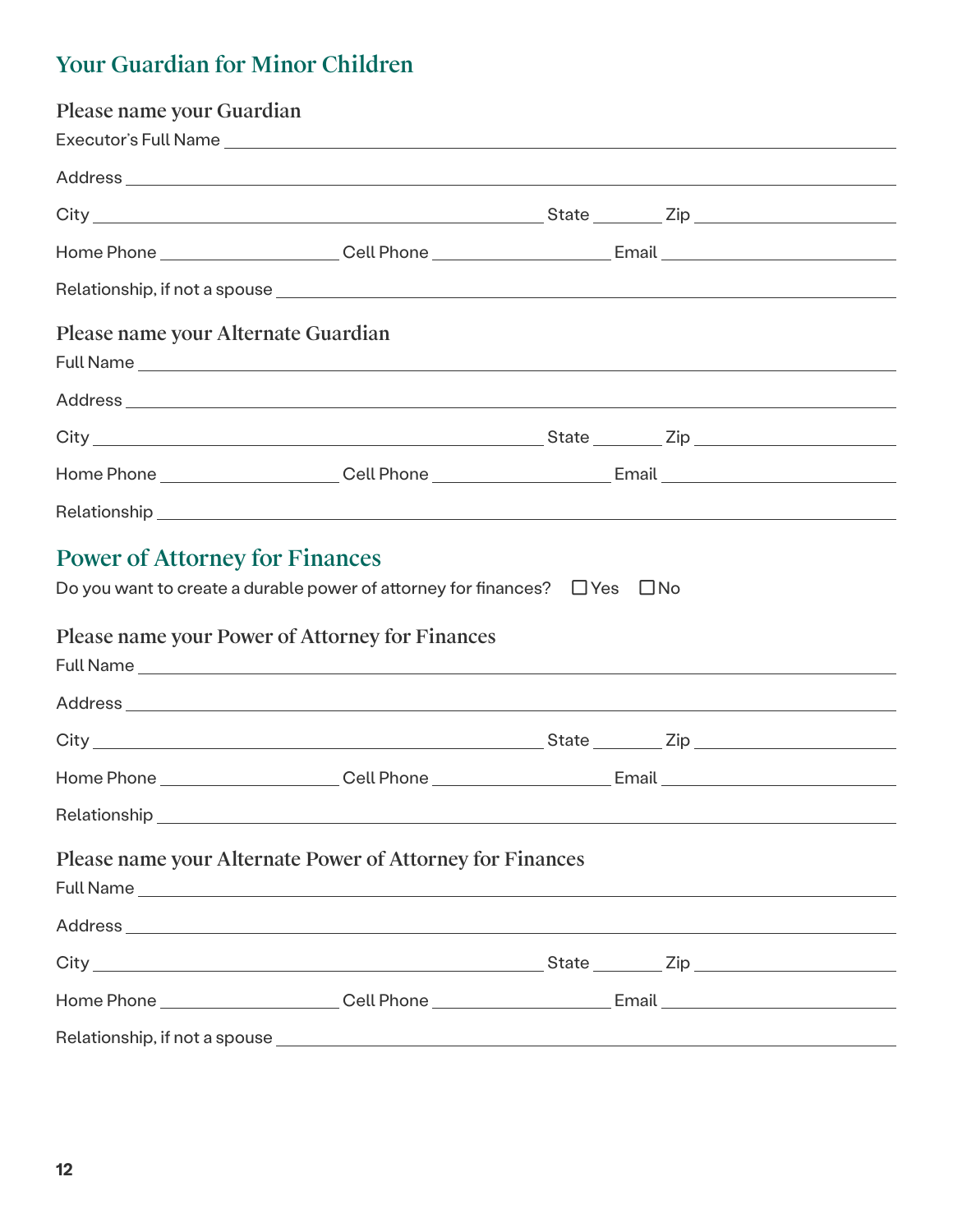## Your Guardian for Minor Children

### Please name your Guardian

Executor's Full Name ______________________________

Address ______________________________

City ______________________________ State ________ Zip ______________

Home Phone ______________ Cell Phone ______________ Email ______________

Relationship, if not a spouse ______________________________

### Please name your Alternate Guardian

Full Name ______________________________

Address ______________________________

City ______________________________ State ________ Zip ______________

Home Phone ______________ Cell Phone ______________ Email ______________

Relationship ______________________________

## Power of Attorney for Finances

Do you want to create a durable power of attorney for finances? ☐ Yes ☐ No

### Please name your Power of Attorney for Finances

Full Name ______________________________

Address ______________________________

City ______________________________ State ________ Zip ______________

Home Phone ______________ Cell Phone ______________ Email ______________

Relationship ______________________________

### Please name your Alternate Power of Attorney for Finances

Full Name ______________________________

Address ______________________________

City ______________________________ State ________ Zip ______________

Home Phone ______________ Cell Phone ______________ Email ______________

Relationship, if not a spouse ______________________________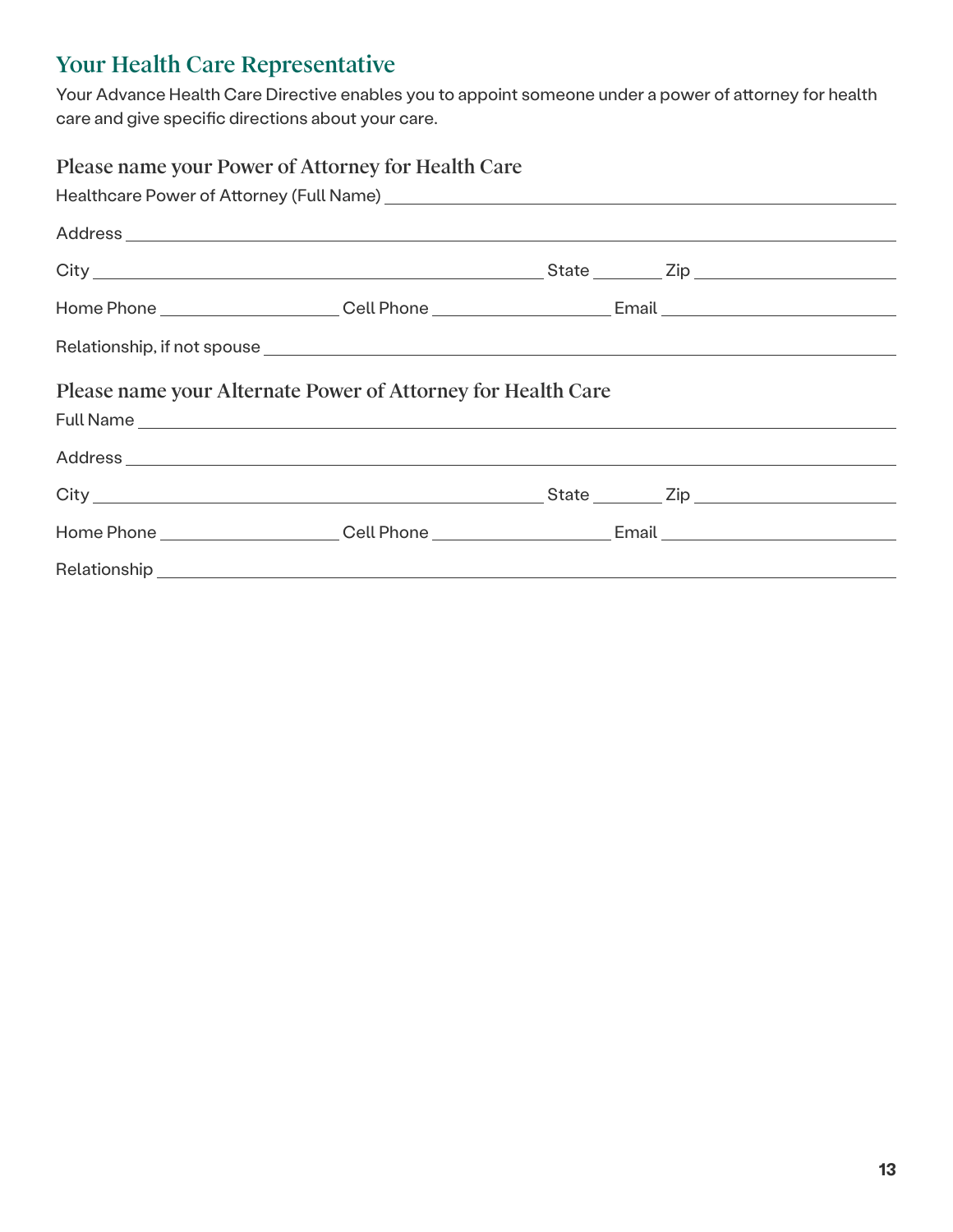## Your Health Care Representative

Your Advance Health Care Directive enables you to appoint someone under a power of attorney for health care and give specific directions about your care.

### Please name your Power of Attorney for Health Care

Healthcare Power of Attorney (Full Name) ______________________________

Address ______________________________

City ______________________________ State ________ Zip ______________

Home Phone ______________ Cell Phone ______________ Email ______________

Relationship, if not spouse ______________________________

### Please name your Alternate Power of Attorney for Health Care

Full Name ______________________________

Address ______________________________

City ______________________________ State ________ Zip ______________

Home Phone ______________ Cell Phone ______________ Email ______________

Relationship ______________________________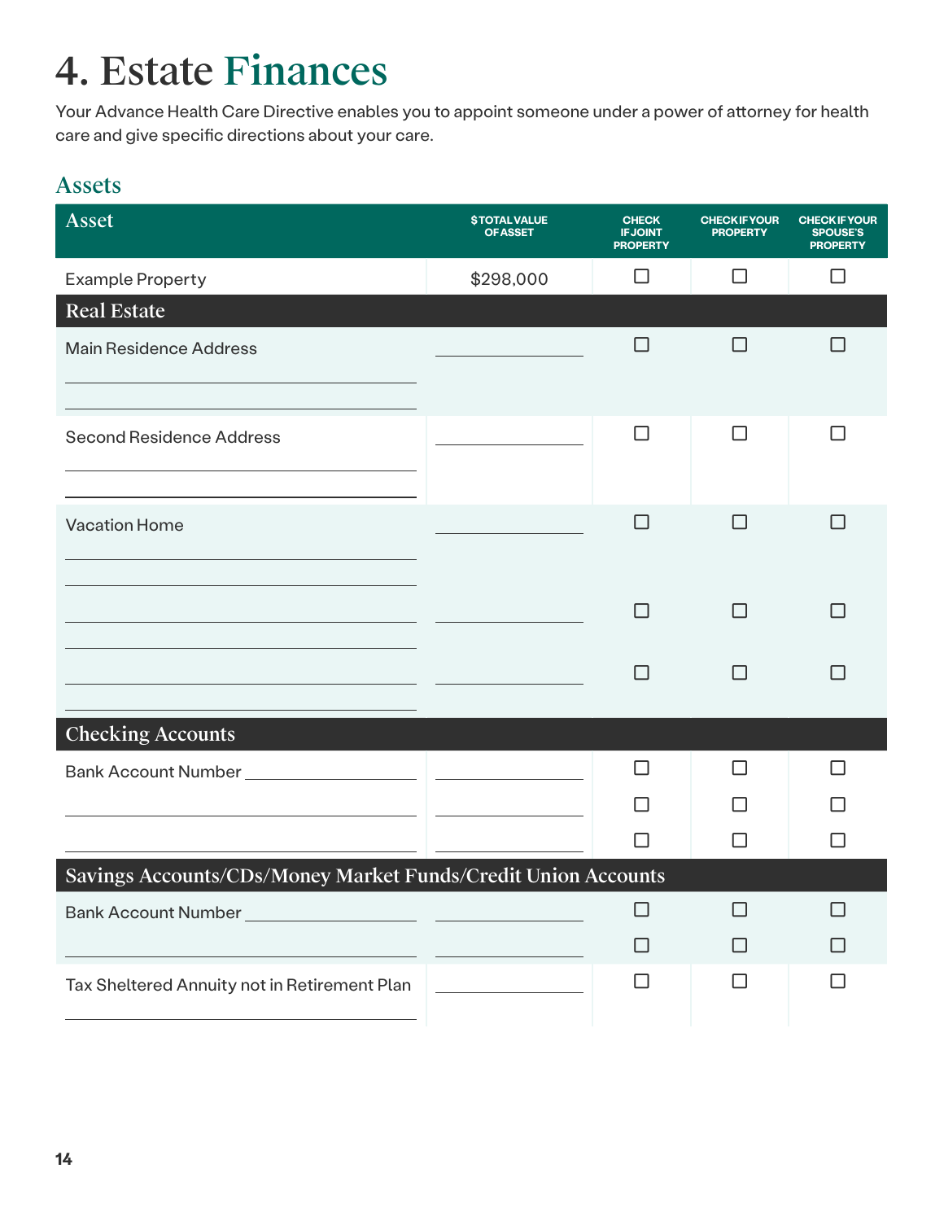# 4. Estate Finances

Your Advance Health Care Directive enables you to appoint someone under a power of attorney for health care and give specific directions about your care.

## Assets

| Asset | $ TOTAL VALUE OF ASSET | CHECK IF JOINT PROPERTY | CHECK IF YOUR PROPERTY | CHECK IF YOUR SPOUSE'S PROPERTY |
|---|---|---|---|---|
| Example Property | $298,000 | ☐ | ☐ | ☐ |
| **Real Estate** | | | | |
| Main Residence Address ______________ ______________ | ______________ | ☐ | ☐ | ☐ |
| Second Residence Address ______________ ______________ | ______________ | ☐ | ☐ | ☐ |
| Vacation Home ______________ ______________ | ______________ | ☐ | ☐ | ☐ |
| ______________ ______________ | ______________ | ☐ | ☐ | ☐ |
| ______________ ______________ | ______________ | ☐ | ☐ | ☐ |
| **Checking Accounts** | | | | |
| Bank Account Number ______________ | ______________ | ☐ | ☐ | ☐ |
| ______________ | ______________ | ☐ | ☐ | ☐ |
| ______________ | ______________ | ☐ | ☐ | ☐ |
| **Savings Accounts/CDs/Money Market Funds/Credit Union Accounts** | | | | |
| Bank Account Number ______________ | ______________ | ☐ | ☐ | ☐ |
| ______________ | ______________ | ☐ | ☐ | ☐ |
| Tax Sheltered Annuity not in Retirement Plan ______________ | ______________ | ☐ | ☐ | ☐ |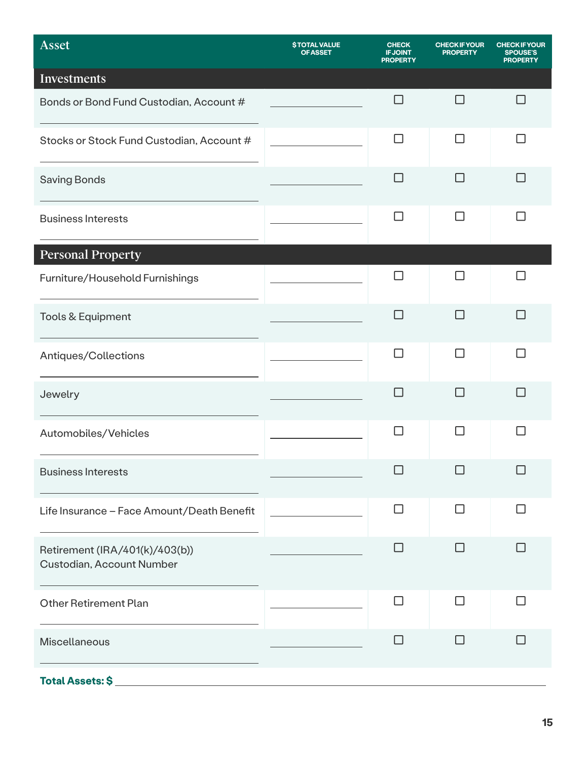| Asset | $ TOTAL VALUE OF ASSET | CHECK IF JOINT PROPERTY | CHECK IF YOUR PROPERTY | CHECK IF YOUR SPOUSE'S PROPERTY |
|---|---|---|---|---|
| **Investments** | | | | |
| Bonds or Bond Fund Custodian, Account # ____________ | ____________ | ☐ | ☐ | ☐ |
| Stocks or Stock Fund Custodian, Account # ____________ | ____________ | ☐ | ☐ | ☐ |
| Saving Bonds ____________ | ____________ | ☐ | ☐ | ☐ |
| Business Interests ____________ | ____________ | ☐ | ☐ | ☐ |
| **Personal Property** | | | | |
| Furniture/Household Furnishings ____________ | ____________ | ☐ | ☐ | ☐ |
| Tools & Equipment ____________ | ____________ | ☐ | ☐ | ☐ |
| Antiques/Collections ____________ | ____________ | ☐ | ☐ | ☐ |
| Jewelry ____________ | ____________ | ☐ | ☐ | ☐ |
| Automobiles/Vehicles ____________ | ____________ | ☐ | ☐ | ☐ |
| Business Interests ____________ | ____________ | ☐ | ☐ | ☐ |
| Life Insurance – Face Amount/Death Benefit ____________ | ____________ | ☐ | ☐ | ☐ |
| Retirement (IRA/401(k)/403(b)) Custodian, Account Number ____________ | ____________ | ☐ | ☐ | ☐ |
| Other Retirement Plan ____________ | ____________ | ☐ | ☐ | ☐ |
| Miscellaneous ____________ | ____________ | ☐ | ☐ | ☐ |

**Total Assets: $** ____________________________________________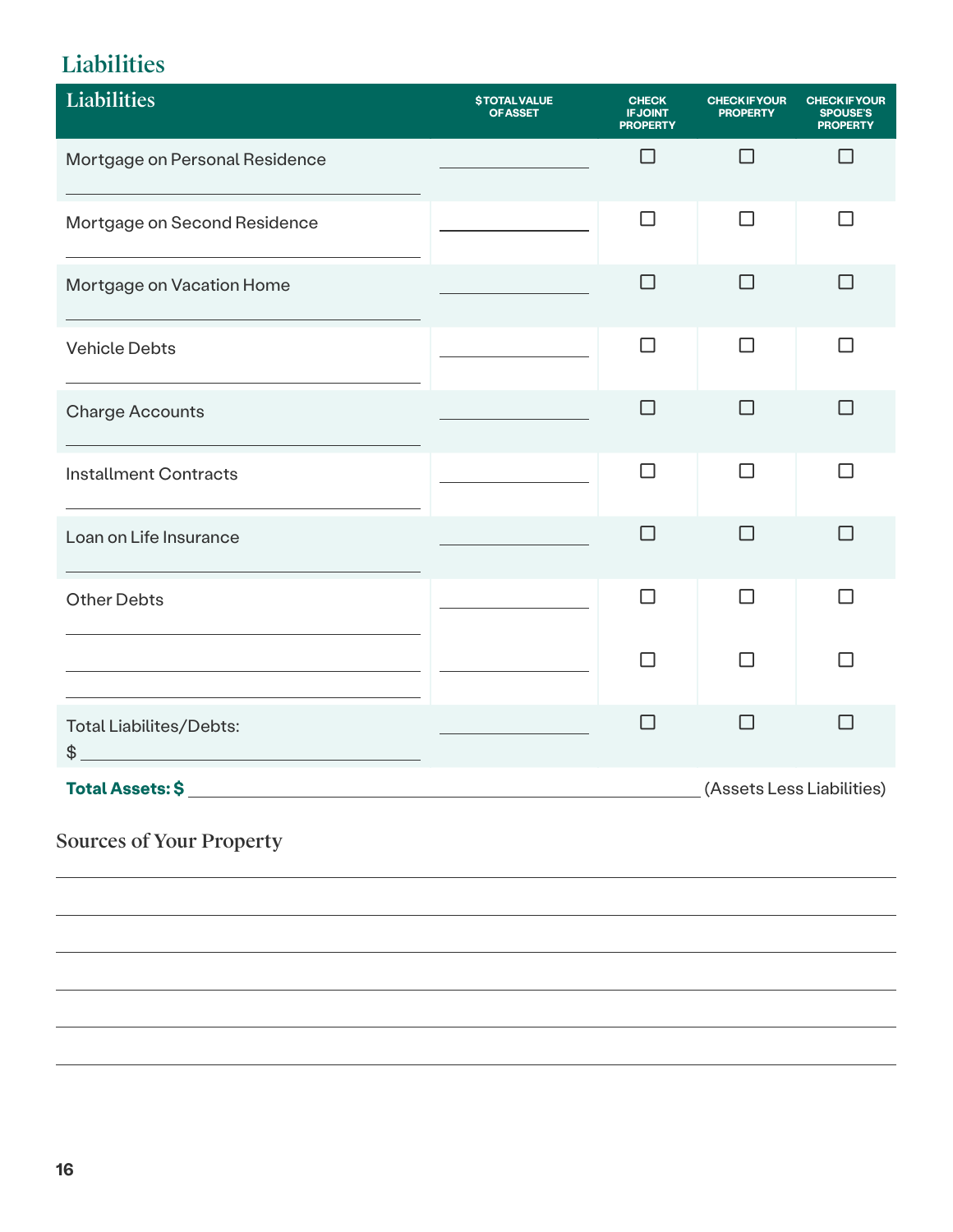## Liabilities

| Liabilities | $ TOTAL VALUE OF ASSET | CHECK IF JOINT PROPERTY | CHECK IF YOUR PROPERTY | CHECK IF YOUR SPOUSE'S PROPERTY |
|---|---|---|---|---|
| Mortgage on Personal Residence ____________ | ____________ | ☐ | ☐ | ☐ |
| Mortgage on Second Residence ____________ | ____________ | ☐ | ☐ | ☐ |
| Mortgage on Vacation Home ____________ | ____________ | ☐ | ☐ | ☐ |
| Vehicle Debts ____________ | ____________ | ☐ | ☐ | ☐ |
| Charge Accounts ____________ | ____________ | ☐ | ☐ | ☐ |
| Installment Contracts ____________ | ____________ | ☐ | ☐ | ☐ |
| Loan on Life Insurance ____________ | ____________ | ☐ | ☐ | ☐ |
| Other Debts ____________ | ____________ | ☐ | ☐ | ☐ |
| ____________ | ____________ | ☐ | ☐ | ☐ |
| Total Liabilites/Debts: $ ____________ | ____________ | ☐ | ☐ | ☐ |

**Total Assets: $** ____________________________ (Assets Less Liabilities)

## Sources of Your Property

______________________________________________________________

______________________________________________________________

______________________________________________________________

______________________________________________________________

______________________________________________________________

______________________________________________________________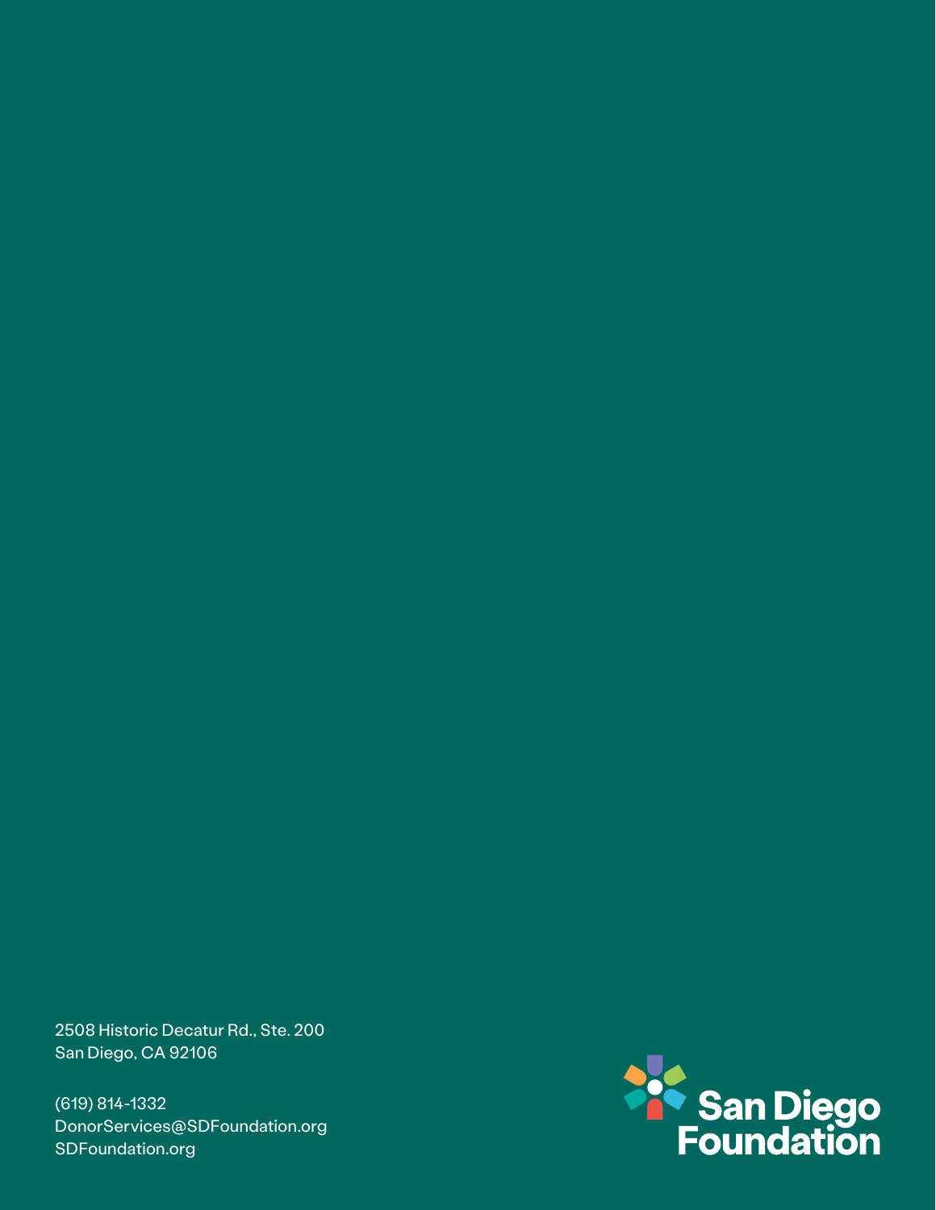2508 Historic Decatur Rd., Ste. 200
San Diego, CA 92106

(619) 814-1332
DonorServices@SDFoundation.org
SDFoundation.org

San Diego Foundation